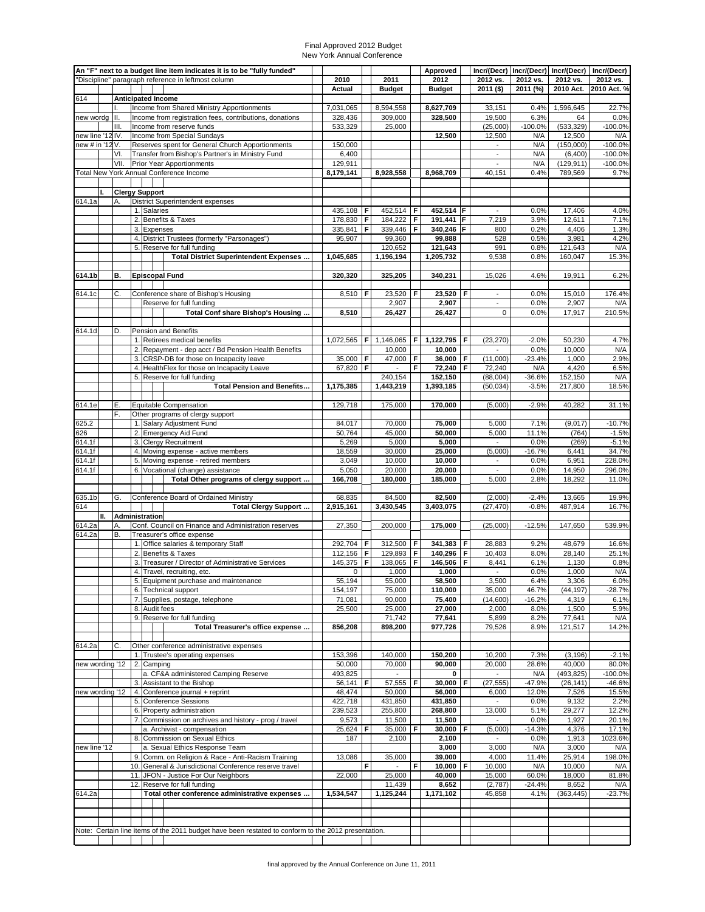# Final Approved 2012 Budget
New York Annual Conference

| Ref | | Line Item | 2010 Actual | | 2011 Budget | | Approved 2012 Budget | | Incr/(Decr) 2012 vs. 2011 ($) | Incr/(Decr) 2012 vs. 2011 (%) | Incr/(Decr) 2012 vs. 2010 Act. | Incr/(Decr) 2012 vs. 2010 Act. % |
|---|---|---|---|---|---|---|---|---|---|---|---|---|
| | | An "F" next to a budget line item indicates it is to be "fully funded" | | | | | | | | | | |
| | | "Discipline" paragraph reference in leftmost column | | | | | | | | | | |
| 614 | | **Anticipated Income** | | | | | | | | | | |
| | I. | Income from Shared Ministry Apportionments | 7,031,065 | | 8,594,558 | | **8,627,709** | | 33,151 | 0.4% | 1,596,645 | 22.7% |
| new wordg | II. | Income from registration fees, contributions, donations | 328,436 | | 309,000 | | **328,500** | | 19,500 | 6.3% | 64 | 0.0% |
| | III. | Income from reserve funds | 533,329 | | 25,000 | | | | (25,000) | -100.0% | (533,329) | -100.0% |
| new line '12 | IV. | Income from Special Sundays | | | | | **12,500** | | 12,500 | N/A | 12,500 | N/A |
| new # in '12 | V. | Reserves spent for General Church Apportionments | 150,000 | | | | | | - | N/A | (150,000) | -100.0% |
| | VI. | Transfer from Bishop's Partner's in Ministry Fund | 6,400 | | | | | | - | N/A | (6,400) | -100.0% |
| | VII. | Prior Year Apportionments | 129,911 | | | | | | - | N/A | (129,911) | -100.0% |
| | | Total New York Annual Conference Income | 8,179,141 | | 8,928,558 | | **8,968,709** | | 40,151 | 0.4% | 789,569 | 9.7% |
| | **I.** | **Clergy Support** | | | | | | | | | | |
| 614.1a | A. | District Superintendent expenses | | | | | | | | | | |
| | | 1. Salaries | 435,108 | F | 452,514 | F | **452,514** | F | - | 0.0% | 17,406 | 4.0% |
| | | 2. Benefits & Taxes | 178,830 | F | 184,222 | F | **191,441** | F | 7,219 | 3.9% | 12,611 | 7.1% |
| | | 3. Expenses | 335,841 | F | 339,446 | F | **340,246** | F | 800 | 0.2% | 4,406 | 1.3% |
| | | 4. District Trustees (formerly "Parsonages") | 95,907 | | 99,360 | | **99,888** | | 528 | 0.5% | 3,981 | 4.2% |
| | | 5. Reserve for full funding | | | 120,652 | | **121,643** | | 991 | 0.8% | 121,643 | N/A |
| | | **Total District Superintendent Expenses ...** | **1,045,685** | | **1,196,194** | | **1,205,732** | | 9,538 | 0.8% | 160,047 | 15.3% |
| **614.1b** | **B.** | **Episcopal Fund** | **320,320** | | **325,205** | | **340,231** | | 15,026 | 4.6% | 19,911 | 6.2% |
| 614.1c | C. | Conference share of Bishop's Housing | 8,510 | F | 23,520 | F | **23,520** | F | - | 0.0% | 15,010 | 176.4% |
| | | Reserve for full funding | | | 2,907 | | **2,907** | | - | 0.0% | 2,907 | N/A |
| | | **Total Conf share Bishop's Housing ...** | **8,510** | | **26,427** | | **26,427** | | 0 | 0.0% | 17,917 | 210.5% |
| 614.1d | D. | Pension and Benefits | | | | | | | | | | |
| | | 1. Retirees medical benefits | 1,072,565 | F | 1,146,065 | F | **1,122,795** | F | (23,270) | -2.0% | 50,230 | 4.7% |
| | | 2. Repayment - dep acct / Bd Pension Health Benefits | | | 10,000 | | **10,000** | | - | 0.0% | 10,000 | N/A |
| | | 3. CRSP-DB for those on Incapacity leave | 35,000 | F | 47,000 | F | **36,000** | F | (11,000) | -23.4% | 1,000 | 2.9% |
| | | 4. HealthFlex for those on Incapacity Leave | 67,820 | F | - | F | **72,240** | F | 72,240 | N/A | 4,420 | 6.5% |
| | | 5. Reserve for full funding | | | 240,154 | | **152,150** | | (88,004) | -36.6% | 152,150 | N/A |
| | | **Total Pension and Benefits...** | **1,175,385** | | **1,443,219** | | **1,393,185** | | (50,034) | -3.5% | 217,800 | 18.5% |
| 614.1e | E. | Equitable Compensation | 129,718 | | 175,000 | | **170,000** | | (5,000) | -2.9% | 40,282 | 31.1% |
| | F. | Other programs of clergy support | | | | | | | | | | |
| 625.2 | | 1. Salary Adjustment Fund | 84,017 | | 70,000 | | **75,000** | | 5,000 | 7.1% | (9,017) | -10.7% |
| 626 | | 2. Emergency Aid Fund | 50,764 | | 45,000 | | **50,000** | | 5,000 | 11.1% | (764) | -1.5% |
| 614.1f | | 3. Clergy Recruitment | 5,269 | | 5,000 | | **5,000** | | - | 0.0% | (269) | -5.1% |
| 614.1f | | 4. Moving expense - active members | 18,559 | | 30,000 | | **25,000** | | (5,000) | -16.7% | 6,441 | 34.7% |
| 614.1f | | 5. Moving expense - retired members | 3,049 | | 10,000 | | **10,000** | | - | 0.0% | 6,951 | 228.0% |
| 614.1f | | 6. Vocational (change) assistance | 5,050 | | 20,000 | | **20,000** | | - | 0.0% | 14,950 | 296.0% |
| | | **Total Other programs of clergy support ...** | **166,708** | | **180,000** | | **185,000** | | 5,000 | 2.8% | 18,292 | 11.0% |
| 635.1b | G. | Conference Board of Ordained Ministry | 68,835 | | 84,500 | | **82,500** | | (2,000) | -2.4% | 13,665 | 19.9% |
| 614 | | **Total Clergy Support ...** | **2,915,161** | | **3,430,545** | | **3,403,075** | | (27,470) | -0.8% | 487,914 | 16.7% |
| | **II.** | **Administration** | | | | | | | | | | |
| 614.2a | A. | Conf. Council on Finance and Administration reserves | 27,350 | | 200,000 | | **175,000** | | (25,000) | -12.5% | 147,650 | 539.9% |
| 614.2a | B. | Treasurer's office expense | | | | | | | | | | |
| | | 1. Office salaries & temporary Staff | 292,704 | F | 312,500 | F | **341,383** | F | 28,883 | 9.2% | 48,679 | 16.6% |
| | | 2. Benefits & Taxes | 112,156 | F | 129,893 | F | **140,296** | F | 10,403 | 8.0% | 28,140 | 25.1% |
| | | 3. Treasurer / Director of Administrative Services | 145,375 | F | 138,065 | F | **146,506** | F | 8,441 | 6.1% | 1,130 | 0.8% |
| | | 4. Travel, recruiting, etc. | 0 | | 1,000 | | **1,000** | | - | 0.0% | 1,000 | N/A |
| | | 5. Equipment purchase and maintenance | 55,194 | | 55,000 | | **58,500** | | 3,500 | 6.4% | 3,306 | 6.0% |
| | | 6. Technical support | 154,197 | | 75,000 | | **110,000** | | 35,000 | 46.7% | (44,197) | -28.7% |
| | | 7. Supplies, postage, telephone | 71,081 | | 90,000 | | **75,400** | | (14,600) | -16.2% | 4,319 | 6.1% |
| | | 8. Audit fees | 25,500 | | 25,000 | | **27,000** | | 2,000 | 8.0% | 1,500 | 5.9% |
| | | 9. Reserve for full funding | | | 71,742 | | **77,641** | | 5,899 | 8.2% | 77,641 | N/A |
| | | **Total Treasurer's office expense ...** | **856,208** | | **898,200** | | **977,726** | | 79,526 | 8.9% | 121,517 | 14.2% |
| 614.2a | C. | Other conference administrative expenses | | | | | | | | | | |
| | | 1. Trustee's operating expenses | 153,396 | | 140,000 | | **150,200** | | 10,200 | 7.3% | (3,196) | -2.1% |
| new wording '12 | | 2. Camping | 50,000 | | 70,000 | | **90,000** | | 20,000 | 28.6% | 40,000 | 80.0% |
| | | a. CF&A administered Camping Reserve | 493,825 | | - | | **0** | | - | N/A | (493,825) | -100.0% |
| | | 3. Assistant to the Bishop | 56,141 | F | 57,555 | F | **30,000** | F | (27,555) | -47.9% | (26,141) | -46.6% |
| new wording '12 | | 4. Conference journal + reprint | 48,474 | | 50,000 | | **56,000** | | 6,000 | 12.0% | 7,526 | 15.5% |
| | | 5. Conference Sessions | 422,718 | | 431,850 | | **431,850** | | - | 0.0% | 9,132 | 2.2% |
| | | 6. Property administration | 239,523 | | 255,800 | | **268,800** | | 13,000 | 5.1% | 29,277 | 12.2% |
| | | 7. Commission on archives and history - prog / travel | 9,573 | | 11,500 | | **11,500** | | - | 0.0% | 1,927 | 20.1% |
| | | a. Archivist - compensation | 25,624 | F | 35,000 | F | **30,000** | F | (5,000) | -14.3% | 4,376 | 17.1% |
| | | 8. Commission on Sexual Ethics | 187 | | 2,100 | | **2,100** | | - | 0.0% | 1,913 | 1023.6% |
| new line '12 | | a. Sexual Ethics Response Team | | | | | **3,000** | | 3,000 | N/A | 3,000 | N/A |
| | | 9. Comm. on Religion & Race - Anti-Racism Training | 13,086 | | 35,000 | | **39,000** | | 4,000 | 11.4% | 25,914 | 198.0% |
| | | 10. General & Jurisdictional Conference reserve travel | | F | - | F | **10,000** | F | 10,000 | N/A | 10,000 | N/A |
| | | 11. JFON - Justice For Our Neighbors | 22,000 | | 25,000 | | **40,000** | | 15,000 | 60.0% | 18,000 | 81.8% |
| | | 12. Reserve for full funding | | | 11,439 | | **8,652** | | (2,787) | -24.4% | 8,652 | N/A |
| 614.2a | | **Total other conference administrative expenses ...** | **1,534,547** | | **1,125,244** | | **1,171,102** | | 45,858 | 4.1% | (363,445) | -23.7% |

Note: Certain line items of the 2011 budget have been restated to conform to the 2012 presentation.

final approved by the Annual Conference on June 11, 2011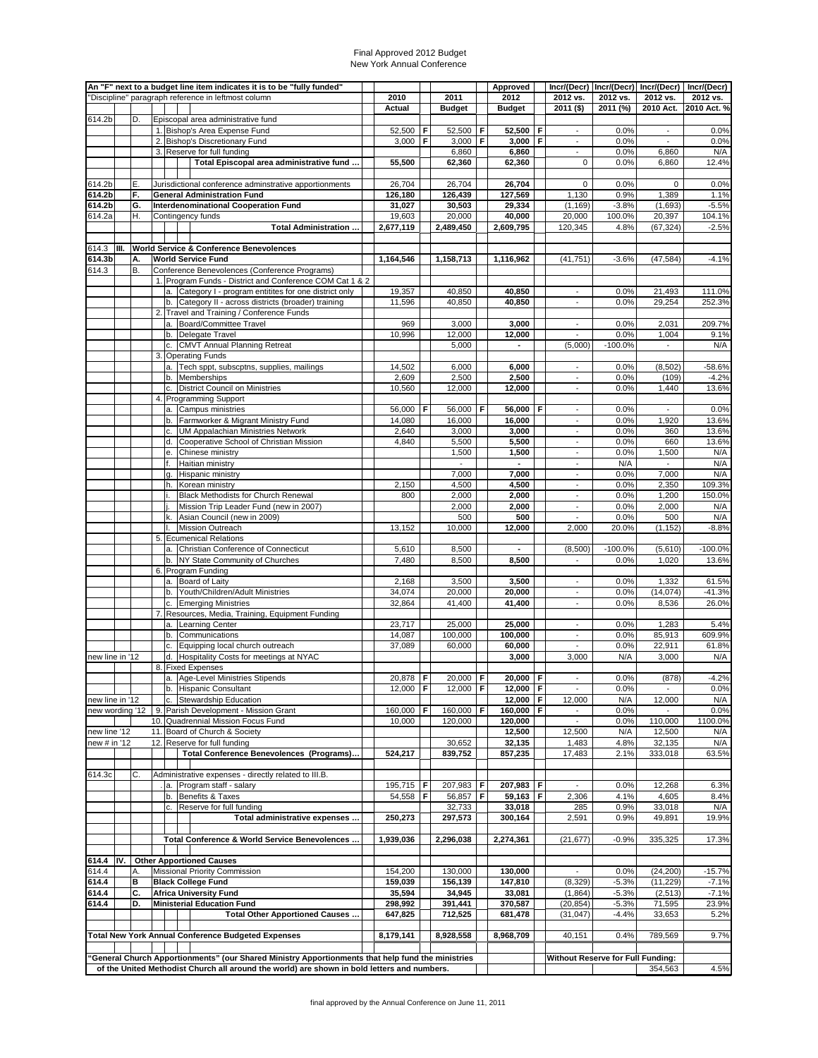# Final Approved 2012 Budget
## New York Annual Conference

| An "F" next to a budget line item indicates it is to be "fully funded" | | | 2010 | | 2011 | | Approved 2012 | | Incr/(Decr) 2012 vs. 2011 ($) | Incr/(Decr) 2012 vs. 2011 (%) | Incr/(Decr) 2012 vs. 2010 Act. | Incr/(Decr) 2012 vs. 2010 Act. % |
|---|---|---|---|---|---|---|---|---|---|---|---|---|
| "Discipline" paragraph reference in leftmost column | | | Actual | | Budget | | Budget | | | | | |
| 614.2b | D. | Episcopal area administrative fund | | | | | | | | | | |
| | | 1. Bishop's Area Expense Fund | 52,500 | F | 52,500 | F | **52,500** | F | - | 0.0% | - | 0.0% |
| | | 2. Bishop's Discretionary Fund | 3,000 | F | 3,000 | F | **3,000** | F | - | 0.0% | - | 0.0% |
| | | 3. Reserve for full funding | | | 6,860 | | **6,860** | | - | 0.0% | 6,860 | N/A |
| | | **Total Episcopal area administrative fund ...** | **55,500** | | **62,360** | | **62,360** | | 0 | 0.0% | 6,860 | 12.4% |
| 614.2b | E. | Jurisdictional conference adminstrative apportionments | 26,704 | | 26,704 | | **26,704** | | 0 | 0.0% | 0 | 0.0% |
| **614.2b** | **F.** | **General Administration Fund** | **126,180** | | **126,439** | | **127,569** | | 1,130 | 0.9% | 1,389 | 1.1% |
| **614.2b** | **G.** | **Interdenominational Cooperation Fund** | **31,027** | | **30,503** | | **29,334** | | (1,169) | -3.8% | (1,693) | -5.5% |
| 614.2a | H. | Contingency funds | 19,603 | | 20,000 | | **40,000** | | 20,000 | 100.0% | 20,397 | 104.1% |
| | | **Total Administration ...** | **2,677,119** | | **2,489,450** | | **2,609,795** | | 120,345 | 4.8% | (67,324) | -2.5% |
| 614.3 | **III.** | **World Service & Conference Benevolences** | | | | | | | | | | |
| **614.3b** | **A.** | **World Service Fund** | **1,164,546** | | **1,158,713** | | **1,116,962** | | (41,751) | -3.6% | (47,584) | -4.1% |
| 614.3 | B. | Conference Benevolences (Conference Programs) | | | | | | | | | | |
| | | 1. Program Funds - District and Conference COM Cat 1 & 2 | | | | | | | | | | |
| | | a. Category I - program entitites for one district only | 19,357 | | 40,850 | | **40,850** | | - | 0.0% | 21,493 | 111.0% |
| | | b. Category II - across districts (broader) training | 11,596 | | 40,850 | | **40,850** | | - | 0.0% | 29,254 | 252.3% |
| | | 2. Travel and Training / Conference Funds | | | | | | | | | | |
| | | a. Board/Committee Travel | 969 | | 3,000 | | **3,000** | | - | 0.0% | 2,031 | 209.7% |
| | | b. Delegate Travel | 10,996 | | 12,000 | | **12,000** | | - | 0.0% | 1,004 | 9.1% |
| | | c. CMVT Annual Planning Retreat | | | 5,000 | | **-** | | (5,000) | -100.0% | - | N/A |
| | | 3. Operating Funds | | | | | | | | | | |
| | | a. Tech sppt, subscptns, supplies, mailings | 14,502 | | 6,000 | | **6,000** | | - | 0.0% | (8,502) | -58.6% |
| | | b. Memberships | 2,609 | | 2,500 | | **2,500** | | - | 0.0% | (109) | -4.2% |
| | | c. District Council on Ministries | 10,560 | | 12,000 | | **12,000** | | - | 0.0% | 1,440 | 13.6% |
| | | 4. Programming Support | | | | | | | | | | |
| | | a. Campus ministries | 56,000 | F | 56,000 | F | **56,000** | F | - | 0.0% | - | 0.0% |
| | | b. Farmworker & Migrant Ministry Fund | 14,080 | | 16,000 | | **16,000** | | - | 0.0% | 1,920 | 13.6% |
| | | c. UM Appalachian Ministries Network | 2,640 | | 3,000 | | **3,000** | | - | 0.0% | 360 | 13.6% |
| | | d. Cooperative School of Christian Mission | 4,840 | | 5,500 | | **5,500** | | - | 0.0% | 660 | 13.6% |
| | | e. Chinese ministry | | | 1,500 | | **1,500** | | - | 0.0% | 1,500 | N/A |
| | | f. Haitian ministry | | | - | | **-** | | - | N/A | - | N/A |
| | | g. Hispanic ministry | | | 7,000 | | **7,000** | | - | 0.0% | 7,000 | N/A |
| | | h. Korean ministry | 2,150 | | 4,500 | | **4,500** | | - | 0.0% | 2,350 | 109.3% |
| | | i. Black Methodists for Church Renewal | 800 | | 2,000 | | **2,000** | | - | 0.0% | 1,200 | 150.0% |
| | | j. Mission Trip Leader Fund (new in 2007) | | | 2,000 | | **2,000** | | - | 0.0% | 2,000 | N/A |
| | | k. Asian Council (new in 2009) | | | 500 | | **500** | | - | 0.0% | 500 | N/A |
| | | l. Mission Outreach | 13,152 | | 10,000 | | **12,000** | | 2,000 | 20.0% | (1,152) | -8.8% |
| | | 5. Ecumenical Relations | | | | | | | | | | |
| | | a. Christian Conference of Connecticut | 5,610 | | 8,500 | | **-** | | (8,500) | -100.0% | (5,610) | -100.0% |
| | | b. NY State Community of Churches | 7,480 | | 8,500 | | **8,500** | | - | 0.0% | 1,020 | 13.6% |
| | | 6. Program Funding | | | | | | | | | | |
| | | a. Board of Laity | 2,168 | | 3,500 | | **3,500** | | - | 0.0% | 1,332 | 61.5% |
| | | b. Youth/Children/Adult Ministries | 34,074 | | 20,000 | | **20,000** | | - | 0.0% | (14,074) | -41.3% |
| | | c. Emerging Ministries | 32,864 | | 41,400 | | **41,400** | | - | 0.0% | 8,536 | 26.0% |
| | | 7. Resources, Media, Training, Equipment Funding | | | | | | | | | | |
| | | a. Learning Center | 23,717 | | 25,000 | | **25,000** | | - | 0.0% | 1,283 | 5.4% |
| | | b. Communications | 14,087 | | 100,000 | | **100,000** | | - | 0.0% | 85,913 | 609.9% |
| | | c. Equipping local church outreach | 37,089 | | 60,000 | | **60,000** | | - | 0.0% | 22,911 | 61.8% |
| new line in '12 | | d. Hospitality Costs for meetings at NYAC | | | | | **3,000** | | 3,000 | N/A | 3,000 | N/A |
| | | 8. Fixed Expenses | | | | | | | | | | |
| | | a. Age-Level Ministries Stipends | 20,878 | F | 20,000 | F | **20,000** | F | - | 0.0% | (878) | -4.2% |
| | | b. Hispanic Consultant | 12,000 | F | 12,000 | F | **12,000** | F | - | 0.0% | - | 0.0% |
| new line in '12 | | c. Stewardship Education | | | | | **12,000** | F | 12,000 | N/A | 12,000 | N/A |
| new wording '12 | | 9. Parish Development - Mission Grant | 160,000 | F | 160,000 | F | **160,000** | F | - | 0.0% | - | 0.0% |
| | | 10. Quadrennial Mission Focus Fund | 10,000 | | 120,000 | | **120,000** | | - | 0.0% | 110,000 | 1100.0% |
| new line '12 | | 11. Board of Church & Society | | | | | **12,500** | | 12,500 | N/A | 12,500 | N/A |
| new # in '12 | | 12. Reserve for full funding | | | 30,652 | | **32,135** | | 1,483 | 4.8% | 32,135 | N/A |
| | | **Total Conference Benevolences (Programs)...** | **524,217** | | **839,752** | | **857,235** | | 17,483 | 2.1% | 333,018 | 63.5% |
| 614.3c | C. | Administrative expenses - directly related to III.B. | | | | | | | | | | |
| | | a. Program staff - salary | 195,715 | F | 207,983 | F | **207,983** | F | - | 0.0% | 12,268 | 6.3% |
| | | b. Benefits & Taxes | 54,558 | F | 56,857 | F | **59,163** | F | 2,306 | 4.1% | 4,605 | 8.4% |
| | | c. Reserve for full funding | | | 32,733 | | **33,018** | | 285 | 0.9% | 33,018 | N/A |
| | | **Total administrative expenses ...** | **250,273** | | **297,573** | | **300,164** | | 2,591 | 0.9% | 49,891 | 19.9% |
| | | **Total Conference & World Service Benevolences ...** | **1,939,036** | | **2,296,038** | | **2,274,361** | | (21,677) | -0.9% | 335,325 | 17.3% |
| **614.4** | **IV.** | **Other Apportioned Causes** | | | | | | | | | | |
| 614.4 | A. | Missional Priority Commission | 154,200 | | 130,000 | | **130,000** | | - | 0.0% | (24,200) | -15.7% |
| **614.4** | **B** | **Black College Fund** | **159,039** | | **156,139** | | **147,810** | | (8,329) | -5.3% | (11,229) | -7.1% |
| **614.4** | **C.** | **Africa University Fund** | **35,594** | | **34,945** | | **33,081** | | (1,864) | -5.3% | (2,513) | -7.1% |
| **614.4** | **D.** | **Ministerial Education Fund** | **298,992** | | **391,441** | | **370,587** | | (20,854) | -5.3% | 71,595 | 23.9% |
| | | **Total Other Apportioned Causes ...** | **647,825** | | **712,525** | | **681,478** | | (31,047) | -4.4% | 33,653 | 5.2% |
| **Total New York Annual Conference Budgeted Expenses** | | | **8,179,141** | | **8,928,558** | | **8,968,709** | | 40,151 | 0.4% | 789,569 | 9.7% |
| **"General Church Apportionments" (our Shared Ministry Apportionments that help fund the ministries of the United Methodist Church all around the world) are shown in bold letters and numbers.** | | | | | | | | | **Without Reserve for Full Funding:** | | 354,563 | 4.5% |

final approved by the Annual Conference on June 11, 2011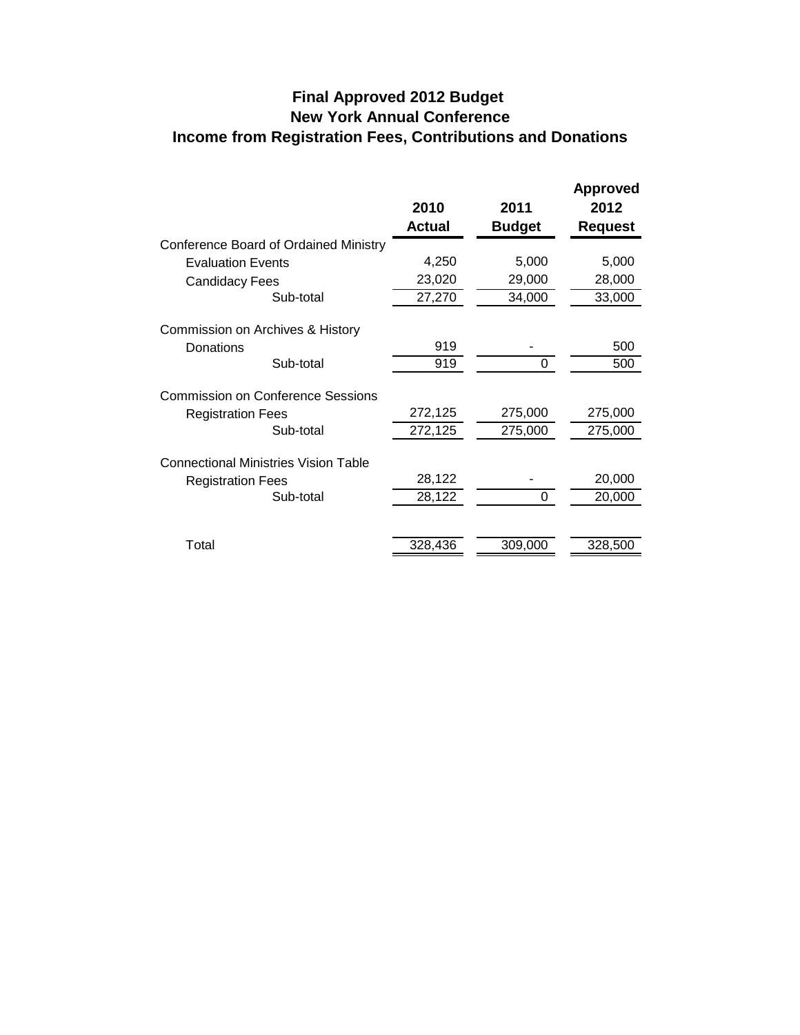# Final Approved 2012 Budget
## New York Annual Conference
## Income from Registration Fees, Contributions and Donations

| | 2010 Actual | 2011 Budget | Approved 2012 Request |
|---|---|---|---|
| Conference Board of Ordained Ministry | | | |
| Evaluation Events | 4,250 | 5,000 | 5,000 |
| Candidacy Fees | 23,020 | 29,000 | 28,000 |
| Sub-total | 27,270 | 34,000 | 33,000 |
| Commission on Archives & History | | | |
| Donations | 919 | - | 500 |
| Sub-total | 919 | 0 | 500 |
| Commission on Conference Sessions | | | |
| Registration Fees | 272,125 | 275,000 | 275,000 |
| Sub-total | 272,125 | 275,000 | 275,000 |
| Connectional Ministries Vision Table | | | |
| Registration Fees | 28,122 | - | 20,000 |
| Sub-total | 28,122 | 0 | 20,000 |
| Total | 328,436 | 309,000 | 328,500 |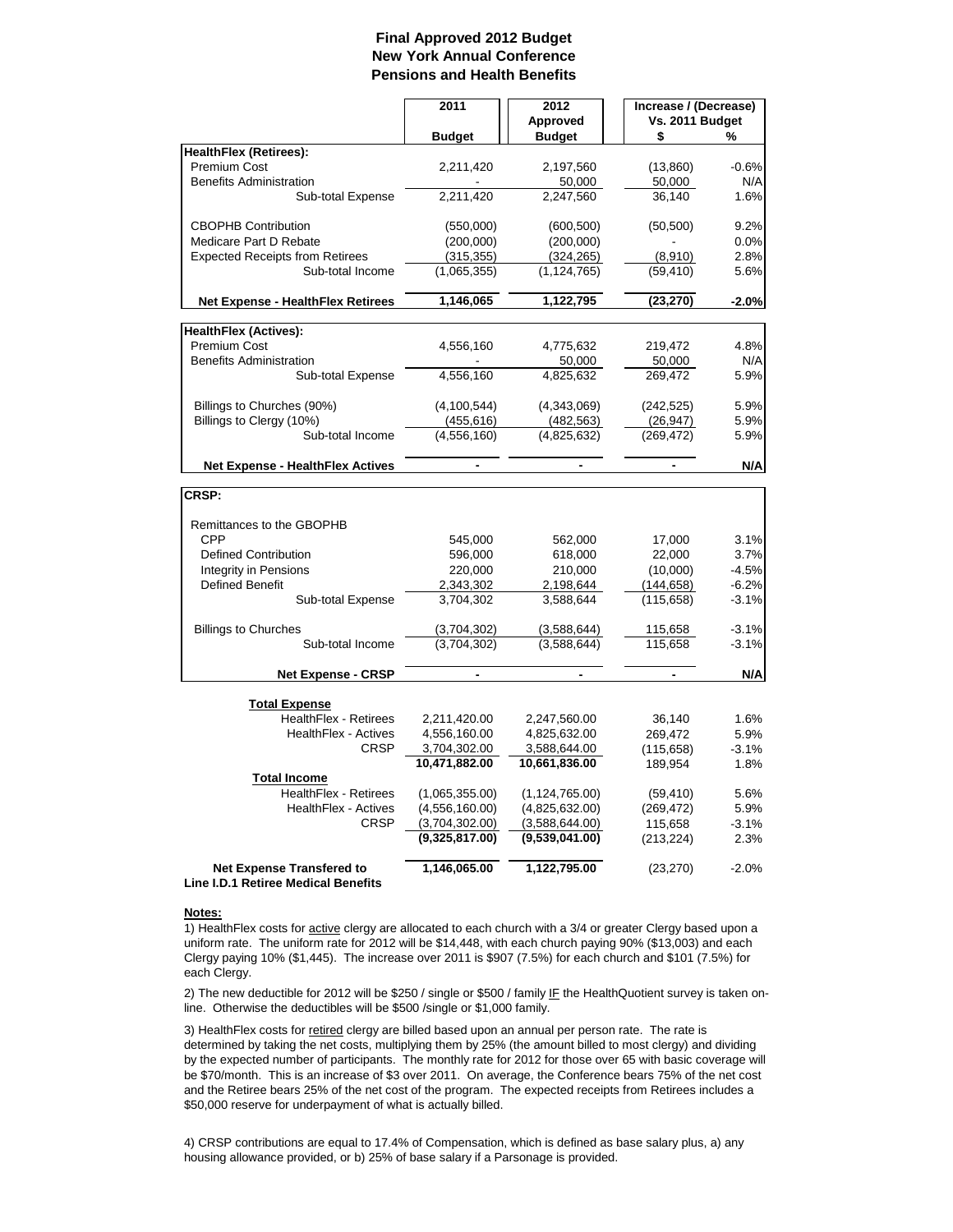# Final Approved 2012 Budget
## New York Annual Conference
## Pensions and Health Benefits

| | 2011 Budget | 2012 Approved Budget | Increase / (Decrease) Vs. 2011 Budget $ | % |
|---|---|---|---|---|
| **HealthFlex (Retirees):** | | | | |
| Premium Cost | 2,211,420 | 2,197,560 | (13,860) | -0.6% |
| Benefits Administration | - | 50,000 | 50,000 | N/A |
| Sub-total Expense | 2,211,420 | 2,247,560 | 36,140 | 1.6% |
| CBOPHB Contribution | (550,000) | (600,500) | (50,500) | 9.2% |
| Medicare Part D Rebate | (200,000) | (200,000) | - | 0.0% |
| Expected Receipts from Retirees | (315,355) | (324,265) | (8,910) | 2.8% |
| Sub-total Income | (1,065,355) | (1,124,765) | (59,410) | 5.6% |
| **Net Expense - HealthFlex Retirees** | **1,146,065** | **1,122,795** | **(23,270)** | **-2.0%** |
| **HealthFlex (Actives):** | | | | |
| Premium Cost | 4,556,160 | 4,775,632 | 219,472 | 4.8% |
| Benefits Administration | - | 50,000 | 50,000 | N/A |
| Sub-total Expense | 4,556,160 | 4,825,632 | 269,472 | 5.9% |
| Billings to Churches (90%) | (4,100,544) | (4,343,069) | (242,525) | 5.9% |
| Billings to Clergy (10%) | (455,616) | (482,563) | (26,947) | 5.9% |
| Sub-total Income | (4,556,160) | (4,825,632) | (269,472) | 5.9% |
| **Net Expense - HealthFlex Actives** | **-** | **-** | **-** | **N/A** |
| **CRSP:** | | | | |
| Remittances to the GBOPHB | | | | |
| CPP | 545,000 | 562,000 | 17,000 | 3.1% |
| Defined Contribution | 596,000 | 618,000 | 22,000 | 3.7% |
| Integrity in Pensions | 220,000 | 210,000 | (10,000) | -4.5% |
| Defined Benefit | 2,343,302 | 2,198,644 | (144,658) | -6.2% |
| Sub-total Expense | 3,704,302 | 3,588,644 | (115,658) | -3.1% |
| Billings to Churches | (3,704,302) | (3,588,644) | 115,658 | -3.1% |
| Sub-total Income | (3,704,302) | (3,588,644) | 115,658 | -3.1% |
| **Net Expense - CRSP** | **-** | **-** | **-** | **N/A** |
| **Total Expense** | | | | |
| HealthFlex - Retirees | 2,211,420.00 | 2,247,560.00 | 36,140 | 1.6% |
| HealthFlex - Actives | 4,556,160.00 | 4,825,632.00 | 269,472 | 5.9% |
| CRSP | 3,704,302.00 | 3,588,644.00 | (115,658) | -3.1% |
| | **10,471,882.00** | **10,661,836.00** | 189,954 | 1.8% |
| **Total Income** | | | | |
| HealthFlex - Retirees | (1,065,355.00) | (1,124,765.00) | (59,410) | 5.6% |
| HealthFlex - Actives | (4,556,160.00) | (4,825,632.00) | (269,472) | 5.9% |
| CRSP | (3,704,302.00) | (3,588,644.00) | 115,658 | -3.1% |
| | **(9,325,817.00)** | **(9,539,041.00)** | (213,224) | 2.3% |
| **Net Expense Transfered to Line I.D.1 Retiree Medical Benefits** | **1,146,065.00** | **1,122,795.00** | (23,270) | -2.0% |

**Notes:**

1) HealthFlex costs for active clergy are allocated to each church with a 3/4 or greater Clergy based upon a uniform rate. The uniform rate for 2012 will be $14,448, with each church paying 90% ($13,003) and each Clergy paying 10% ($1,445). The increase over 2011 is $907 (7.5%) for each church and $101 (7.5%) for each Clergy.

2) The new deductible for 2012 will be $250 / single or $500 / family IF the HealthQuotient survey is taken on-line. Otherwise the deductibles will be $500 /single or $1,000 family.

3) HealthFlex costs for retired clergy are billed based upon an annual per person rate. The rate is determined by taking the net costs, multiplying them by 25% (the amount billed to most clergy) and dividing by the expected number of participants. The monthly rate for 2012 for those over 65 with basic coverage will be $70/month. This is an increase of $3 over 2011. On average, the Conference bears 75% of the net cost and the Retiree bears 25% of the net cost of the program. The expected receipts from Retirees includes a $50,000 reserve for underpayment of what is actually billed.

4) CRSP contributions are equal to 17.4% of Compensation, which is defined as base salary plus, a) any housing allowance provided, or b) 25% of base salary if a Parsonage is provided.